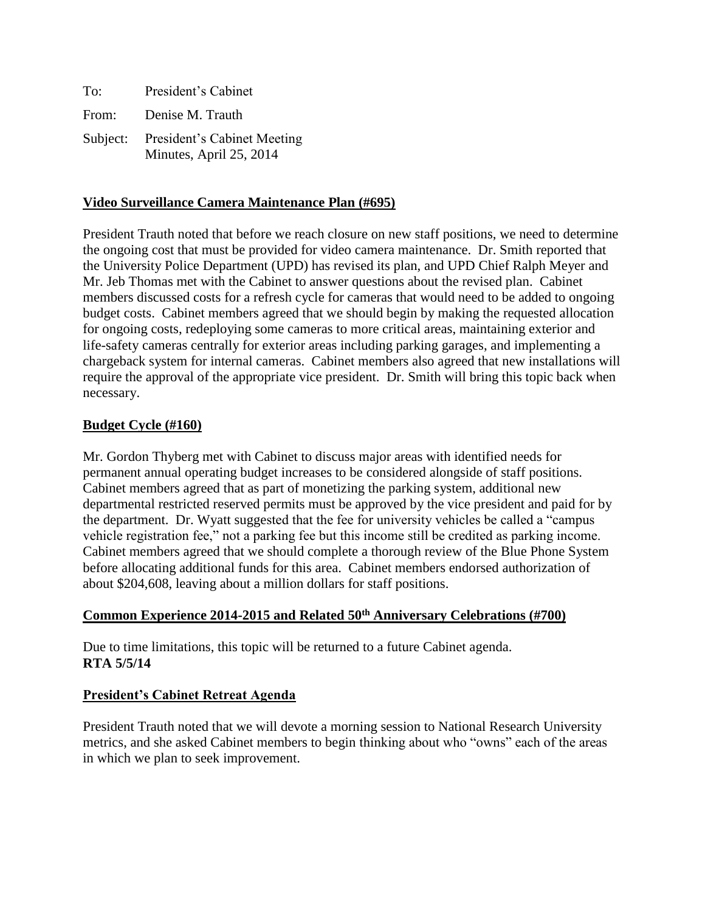To: President's Cabinet

From: Denise M. Trauth

Subject: President's Cabinet Meeting Minutes, April 25, 2014

## Video Surveillance Camera Maintenance Plan (#695)

President Trauth noted that before we reach closure on new staff positions, we need to determine the ongoing cost that must be provided for video camera maintenance. Dr. Smith reported that the University Police Department (UPD) has revised its plan, and UPD Chief Ralph Meyer and Mr. Jeb Thomas met with the Cabinet to answer questions about the revised plan. Cabinet members discussed costs for a refresh cycle for cameras that would need to be added to ongoing budget costs. Cabinet members agreed that we should begin by making the requested allocation for ongoing costs, redeploying some cameras to more critical areas, maintaining exterior and life-safety cameras centrally for exterior areas including parking garages, and implementing a chargeback system for internal cameras. Cabinet members also agreed that new installations will require the approval of the appropriate vice president. Dr. Smith will bring this topic back when necessary.

## Budget Cycle (#160)

Mr. Gordon Thyberg met with Cabinet to discuss major areas with identified needs for permanent annual operating budget increases to be considered alongside of staff positions. Cabinet members agreed that as part of monetizing the parking system, additional new departmental restricted reserved permits must be approved by the vice president and paid for by the department. Dr. Wyatt suggested that the fee for university vehicles be called a "campus vehicle registration fee," not a parking fee but this income still be credited as parking income. Cabinet members agreed that we should complete a thorough review of the Blue Phone System before allocating additional funds for this area. Cabinet members endorsed authorization of about $204,608, leaving about a million dollars for staff positions.

## Common Experience 2014-2015 and Related 50th Anniversary Celebrations (#700)

Due to time limitations, this topic will be returned to a future Cabinet agenda.
**RTA 5/5/14**

## President's Cabinet Retreat Agenda

President Trauth noted that we will devote a morning session to National Research University metrics, and she asked Cabinet members to begin thinking about who "owns" each of the areas in which we plan to seek improvement.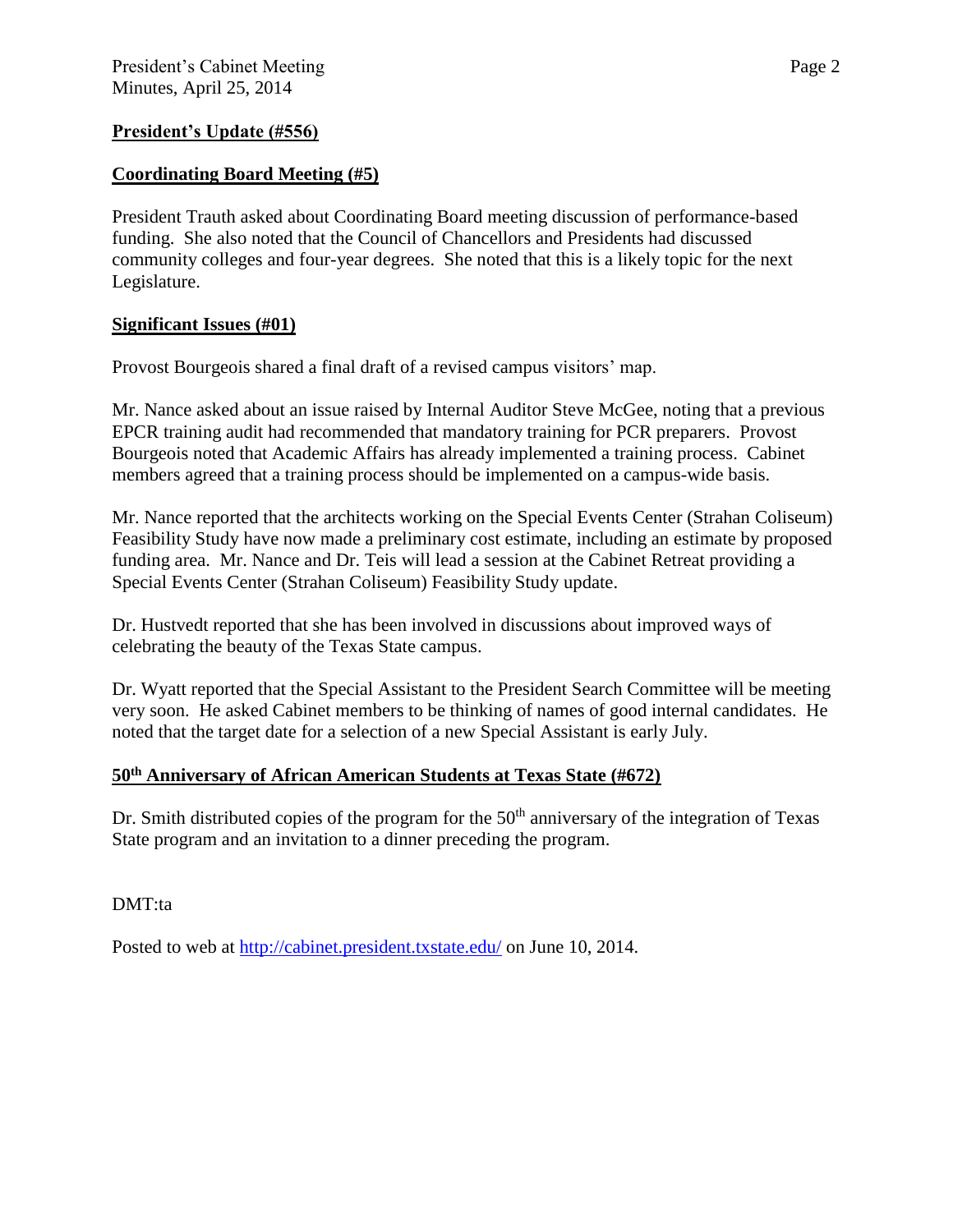**President's Update (#556)**

**Coordinating Board Meeting (#5)**

President Trauth asked about Coordinating Board meeting discussion of performance-based funding. She also noted that the Council of Chancellors and Presidents had discussed community colleges and four-year degrees. She noted that this is a likely topic for the next Legislature.

**Significant Issues (#01)**

Provost Bourgeois shared a final draft of a revised campus visitors' map.

Mr. Nance asked about an issue raised by Internal Auditor Steve McGee, noting that a previous EPCR training audit had recommended that mandatory training for PCR preparers. Provost Bourgeois noted that Academic Affairs has already implemented a training process. Cabinet members agreed that a training process should be implemented on a campus-wide basis.

Mr. Nance reported that the architects working on the Special Events Center (Strahan Coliseum) Feasibility Study have now made a preliminary cost estimate, including an estimate by proposed funding area. Mr. Nance and Dr. Teis will lead a session at the Cabinet Retreat providing a Special Events Center (Strahan Coliseum) Feasibility Study update.

Dr. Hustvedt reported that she has been involved in discussions about improved ways of celebrating the beauty of the Texas State campus.

Dr. Wyatt reported that the Special Assistant to the President Search Committee will be meeting very soon. He asked Cabinet members to be thinking of names of good internal candidates. He noted that the target date for a selection of a new Special Assistant is early July.

**50th Anniversary of African American Students at Texas State (#672)**

Dr. Smith distributed copies of the program for the 50th anniversary of the integration of Texas State program and an invitation to a dinner preceding the program.

DMT:ta

Posted to web at http://cabinet.president.txstate.edu/ on June 10, 2014.